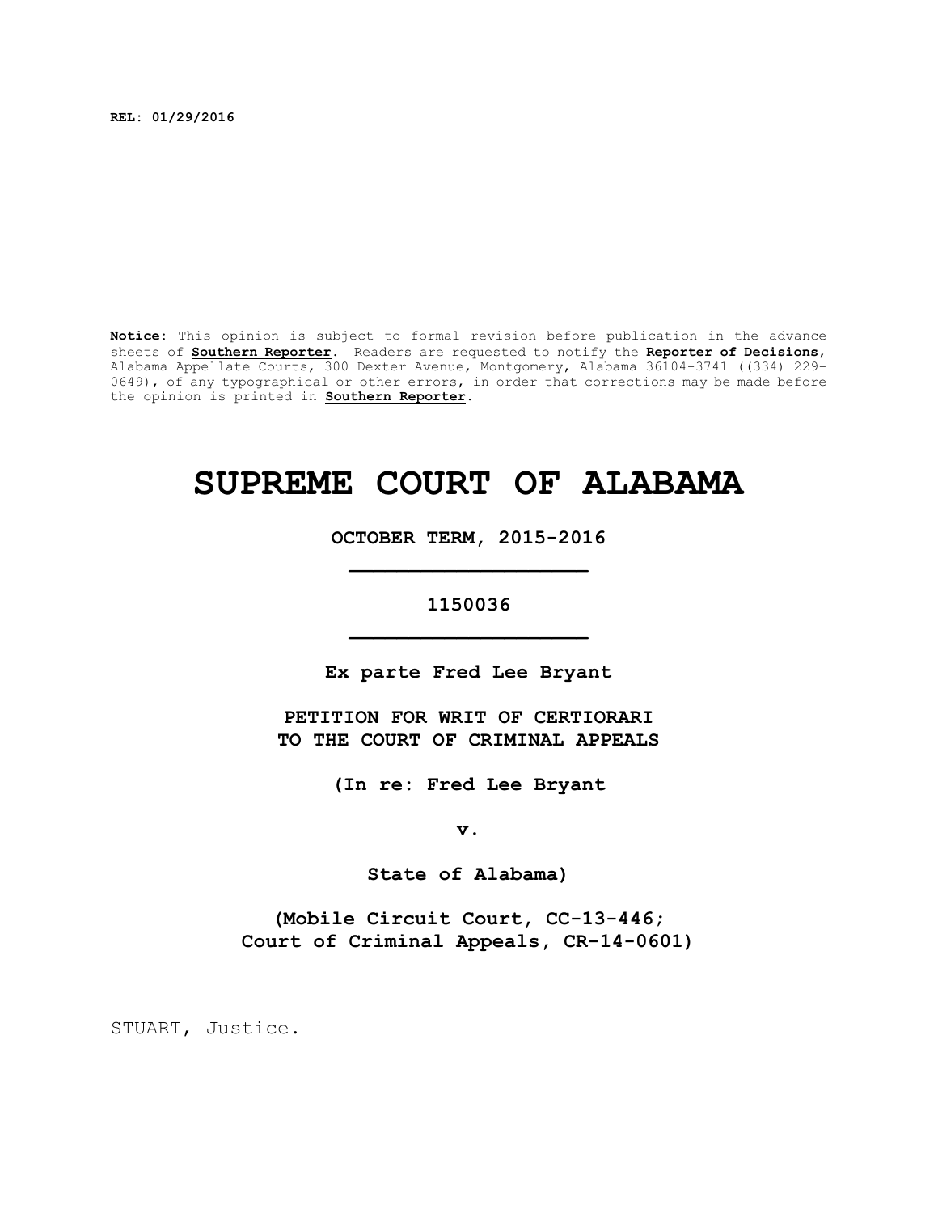**REL: 01/29/2016**

**Notice:** This opinion is subject to formal revision before publication in the advance sheets of **Southern Reporter**. Readers are requested to notify the **Reporter of Decisions**, Alabama Appellate Courts, 300 Dexter Avenue, Montgomery, Alabama 36104-3741 ((334) 229-0649), of any typographical or other errors, in order that corrections may be made before the opinion is printed in **Southern Reporter**.

# SUPREME COURT OF ALABAMA

**OCTOBER TERM, 2015-2016**

**1150036**

**Ex parte Fred Lee Bryant**

**PETITION FOR WRIT OF CERTIORARI TO THE COURT OF CRIMINAL APPEALS**

**(In re: Fred Lee Bryant**

**v.**

**State of Alabama)**

**(Mobile Circuit Court, CC-13-446; Court of Criminal Appeals, CR-14-0601)**

STUART, Justice.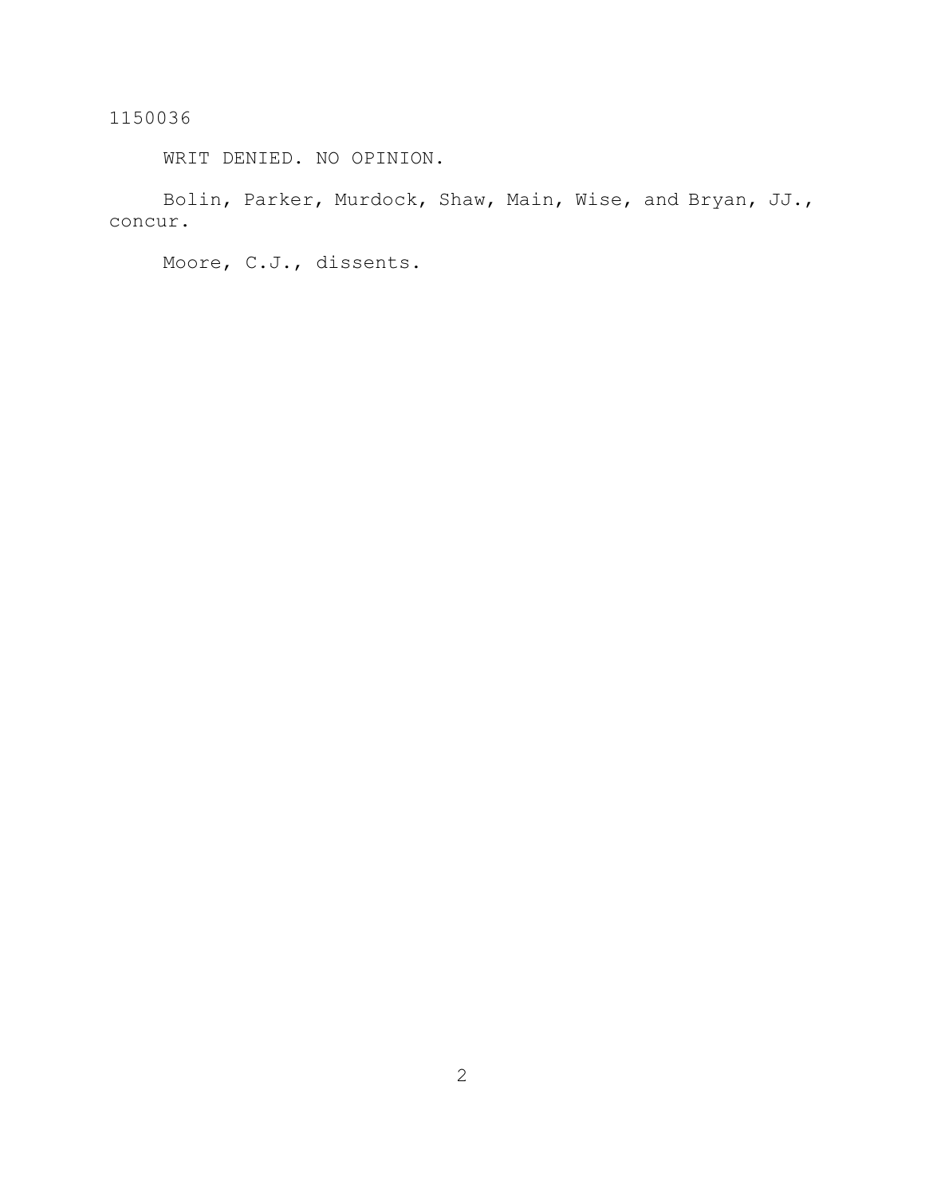1150036

WRIT DENIED. NO OPINION.

Bolin, Parker, Murdock, Shaw, Main, Wise, and Bryan, JJ., concur.

Moore, C.J., dissents.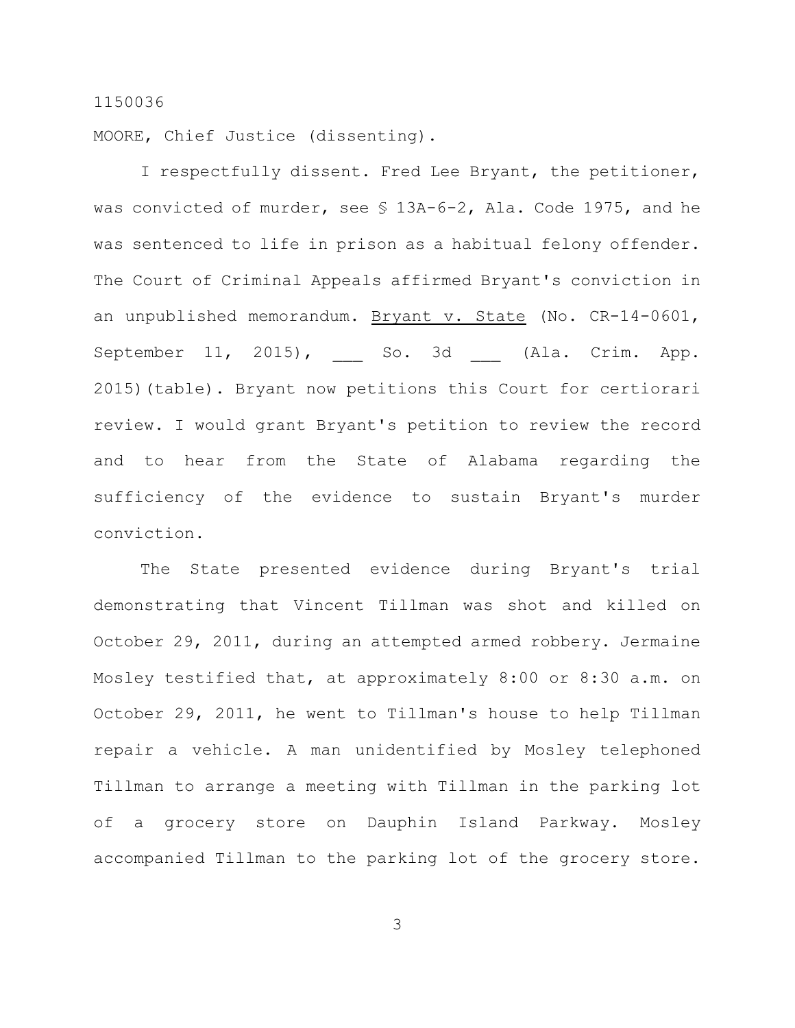1150036

MOORE, Chief Justice (dissenting).

I respectfully dissent. Fred Lee Bryant, the petitioner, was convicted of murder, see § 13A-6-2, Ala. Code 1975, and he was sentenced to life in prison as a habitual felony offender. The Court of Criminal Appeals affirmed Bryant's conviction in an unpublished memorandum. Bryant v. State (No. CR-14-0601, September 11, 2015), ___ So. 3d ___ (Ala. Crim. App. 2015)(table). Bryant now petitions this Court for certiorari review. I would grant Bryant's petition to review the record and to hear from the State of Alabama regarding the sufficiency of the evidence to sustain Bryant's murder conviction.

The State presented evidence during Bryant's trial demonstrating that Vincent Tillman was shot and killed on October 29, 2011, during an attempted armed robbery. Jermaine Mosley testified that, at approximately 8:00 or 8:30 a.m. on October 29, 2011, he went to Tillman's house to help Tillman repair a vehicle. A man unidentified by Mosley telephoned Tillman to arrange a meeting with Tillman in the parking lot of a grocery store on Dauphin Island Parkway. Mosley accompanied Tillman to the parking lot of the grocery store.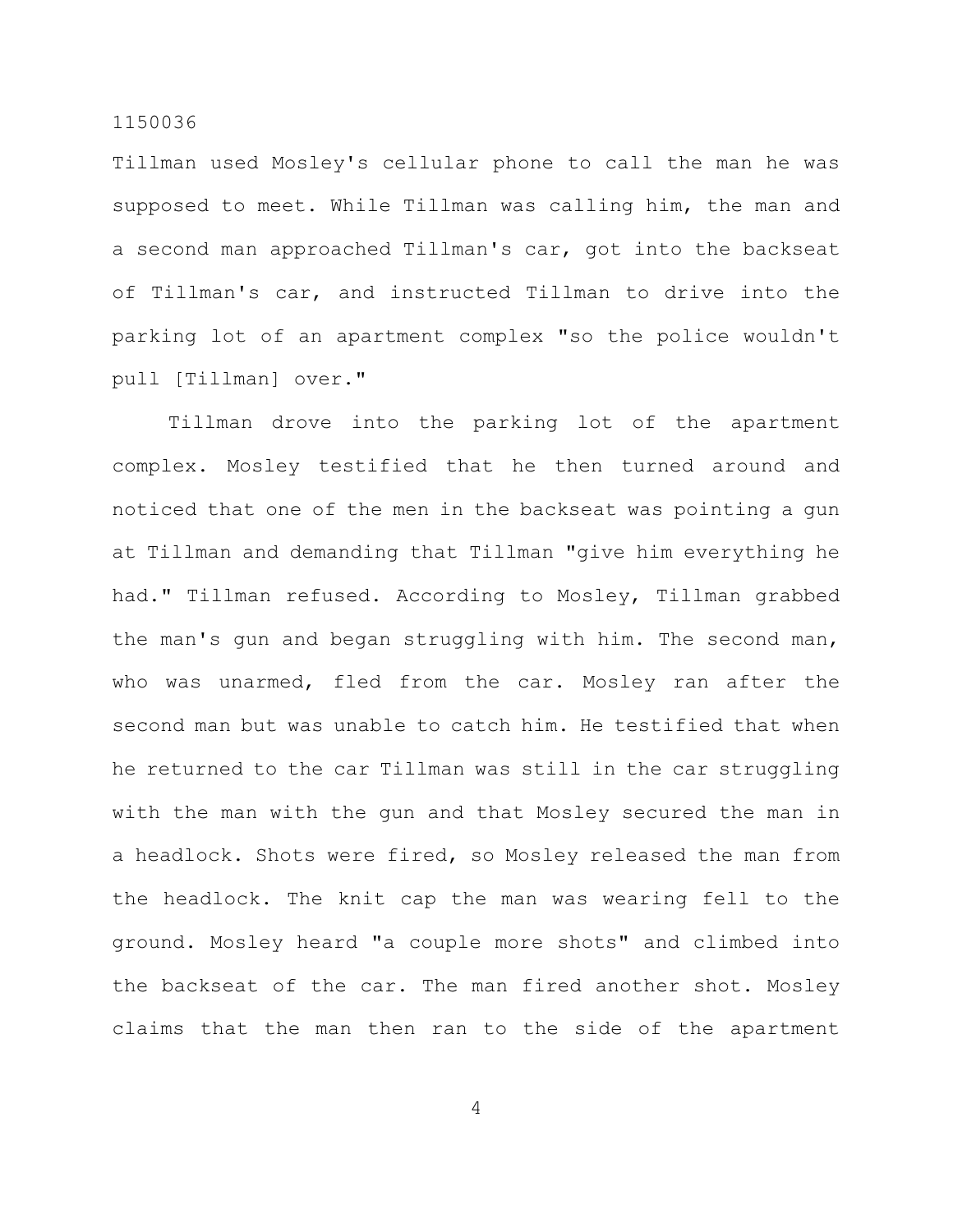Tillman used Mosley's cellular phone to call the man he was supposed to meet. While Tillman was calling him, the man and a second man approached Tillman's car, got into the backseat of Tillman's car, and instructed Tillman to drive into the parking lot of an apartment complex "so the police wouldn't pull [Tillman] over."

Tillman drove into the parking lot of the apartment complex. Mosley testified that he then turned around and noticed that one of the men in the backseat was pointing a gun at Tillman and demanding that Tillman "give him everything he had." Tillman refused. According to Mosley, Tillman grabbed the man's gun and began struggling with him. The second man, who was unarmed, fled from the car. Mosley ran after the second man but was unable to catch him. He testified that when he returned to the car Tillman was still in the car struggling with the man with the gun and that Mosley secured the man in a headlock. Shots were fired, so Mosley released the man from the headlock. The knit cap the man was wearing fell to the ground. Mosley heard "a couple more shots" and climbed into the backseat of the car. The man fired another shot. Mosley claims that the man then ran to the side of the apartment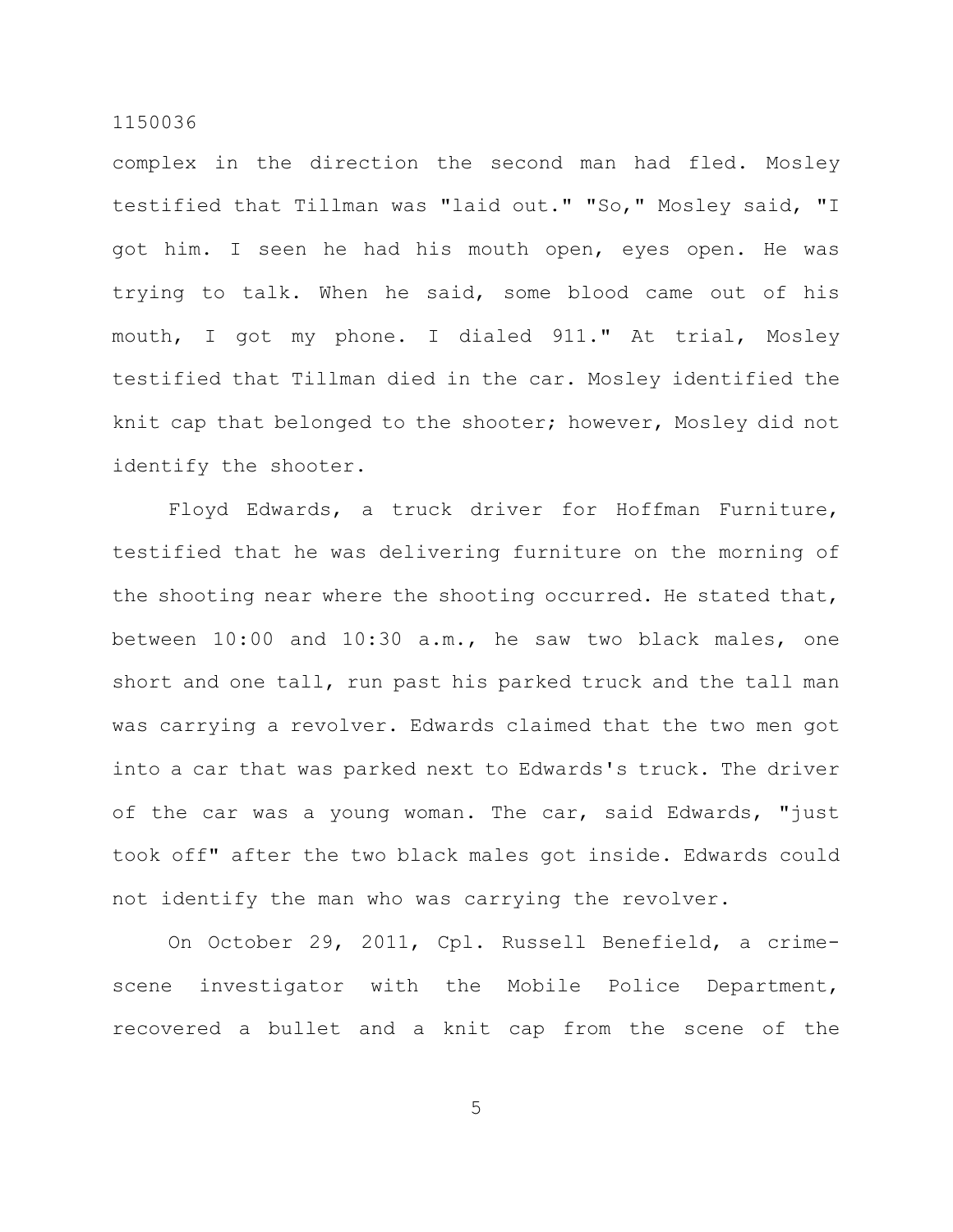complex in the direction the second man had fled. Mosley testified that Tillman was "laid out." "So," Mosley said, "I got him. I seen he had his mouth open, eyes open. He was trying to talk. When he said, some blood came out of his mouth, I got my phone. I dialed 911." At trial, Mosley testified that Tillman died in the car. Mosley identified the knit cap that belonged to the shooter; however, Mosley did not identify the shooter.

Floyd Edwards, a truck driver for Hoffman Furniture, testified that he was delivering furniture on the morning of the shooting near where the shooting occurred. He stated that, between 10:00 and 10:30 a.m., he saw two black males, one short and one tall, run past his parked truck and the tall man was carrying a revolver. Edwards claimed that the two men got into a car that was parked next to Edwards's truck. The driver of the car was a young woman. The car, said Edwards, "just took off" after the two black males got inside. Edwards could not identify the man who was carrying the revolver.

On October 29, 2011, Cpl. Russell Benefield, a crime-scene investigator with the Mobile Police Department, recovered a bullet and a knit cap from the scene of the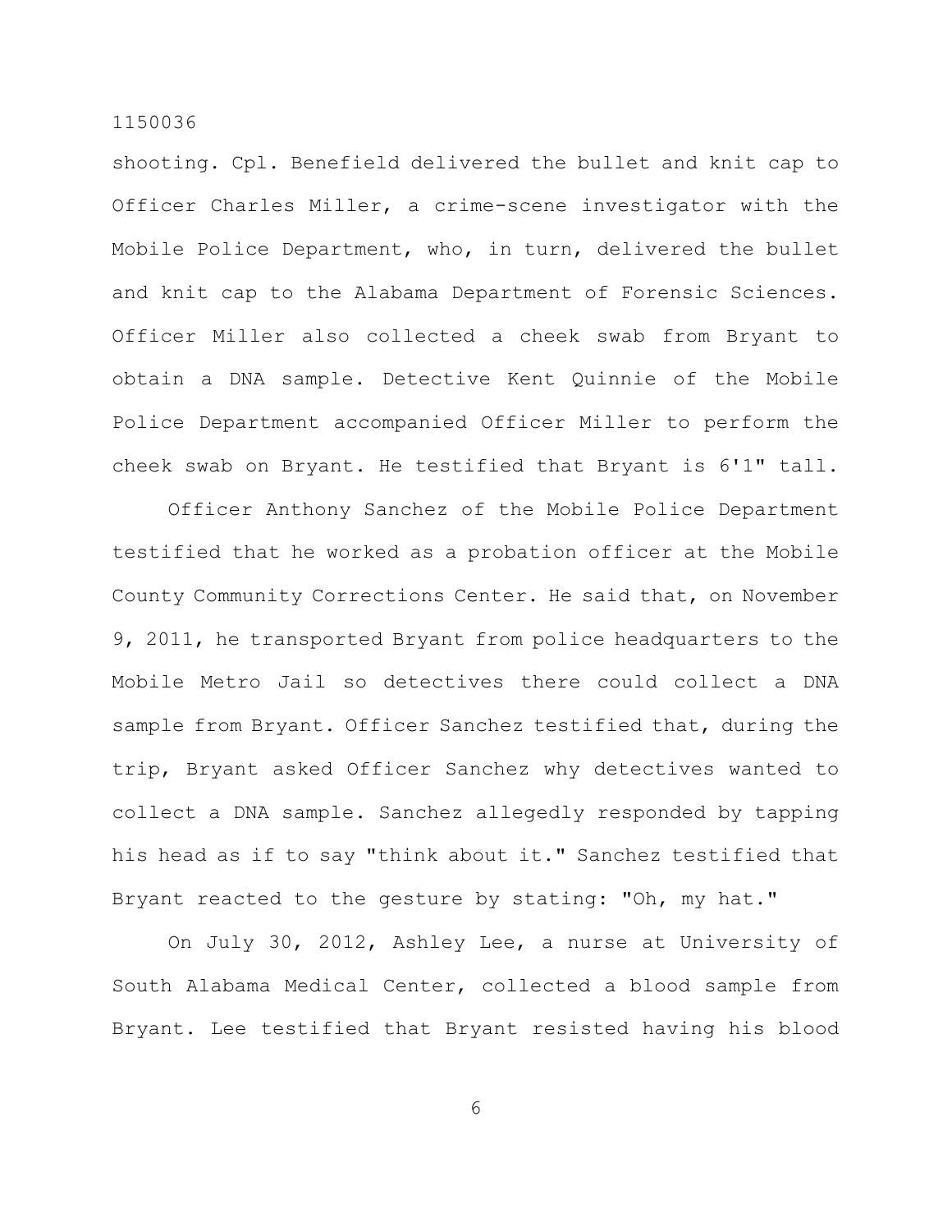shooting. Cpl. Benefield delivered the bullet and knit cap to Officer Charles Miller, a crime-scene investigator with the Mobile Police Department, who, in turn, delivered the bullet and knit cap to the Alabama Department of Forensic Sciences. Officer Miller also collected a cheek swab from Bryant to obtain a DNA sample. Detective Kent Quinnie of the Mobile Police Department accompanied Officer Miller to perform the cheek swab on Bryant. He testified that Bryant is 6'1" tall.

Officer Anthony Sanchez of the Mobile Police Department testified that he worked as a probation officer at the Mobile County Community Corrections Center. He said that, on November 9, 2011, he transported Bryant from police headquarters to the Mobile Metro Jail so detectives there could collect a DNA sample from Bryant. Officer Sanchez testified that, during the trip, Bryant asked Officer Sanchez why detectives wanted to collect a DNA sample. Sanchez allegedly responded by tapping his head as if to say "think about it." Sanchez testified that Bryant reacted to the gesture by stating: "Oh, my hat."

On July 30, 2012, Ashley Lee, a nurse at University of South Alabama Medical Center, collected a blood sample from Bryant. Lee testified that Bryant resisted having his blood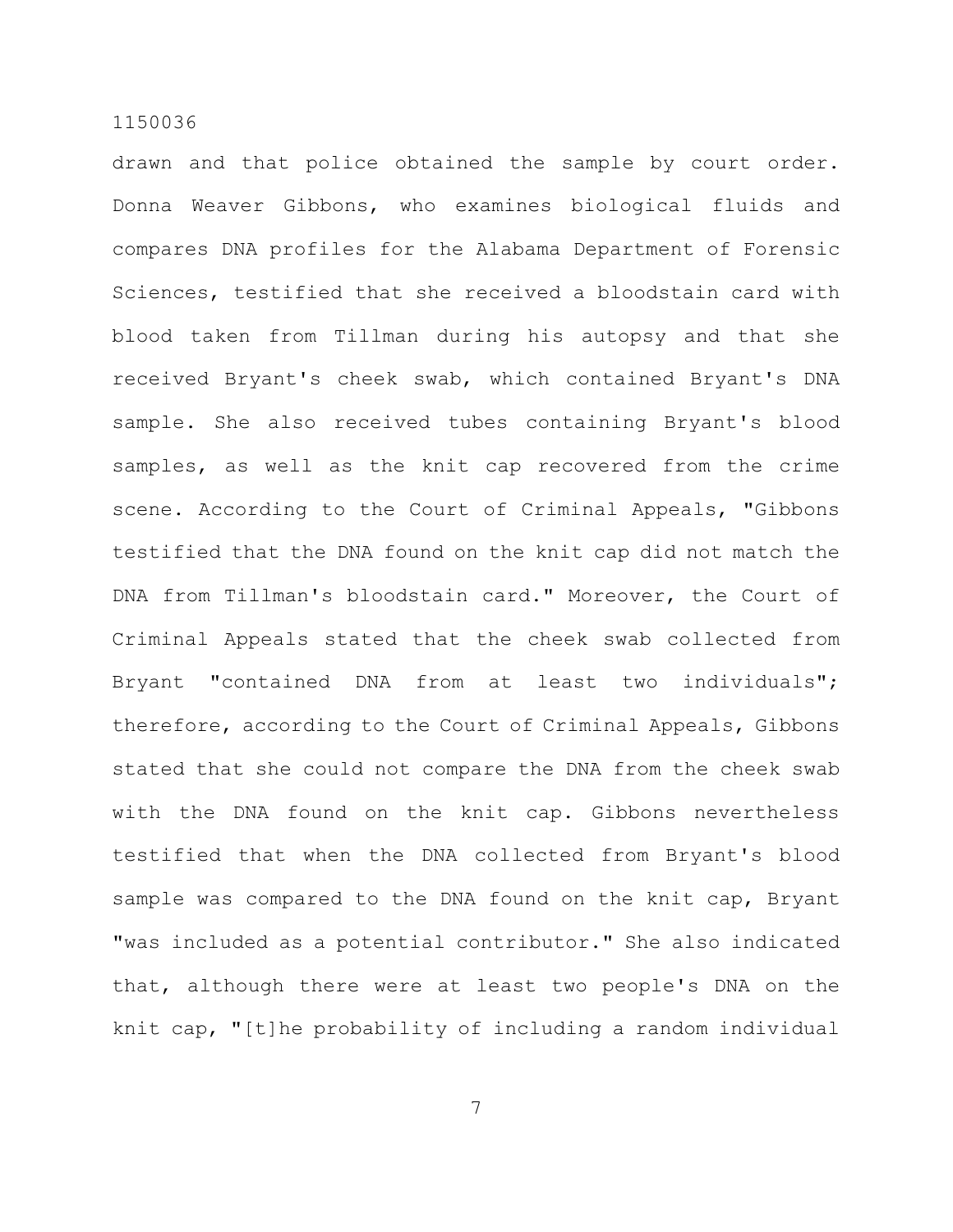drawn and that police obtained the sample by court order. Donna Weaver Gibbons, who examines biological fluids and compares DNA profiles for the Alabama Department of Forensic Sciences, testified that she received a bloodstain card with blood taken from Tillman during his autopsy and that she received Bryant's cheek swab, which contained Bryant's DNA sample. She also received tubes containing Bryant's blood samples, as well as the knit cap recovered from the crime scene. According to the Court of Criminal Appeals, "Gibbons testified that the DNA found on the knit cap did not match the DNA from Tillman's bloodstain card." Moreover, the Court of Criminal Appeals stated that the cheek swab collected from Bryant "contained DNA from at least two individuals"; therefore, according to the Court of Criminal Appeals, Gibbons stated that she could not compare the DNA from the cheek swab with the DNA found on the knit cap. Gibbons nevertheless testified that when the DNA collected from Bryant's blood sample was compared to the DNA found on the knit cap, Bryant "was included as a potential contributor." She also indicated that, although there were at least two people's DNA on the knit cap, "[t]he probability of including a random individual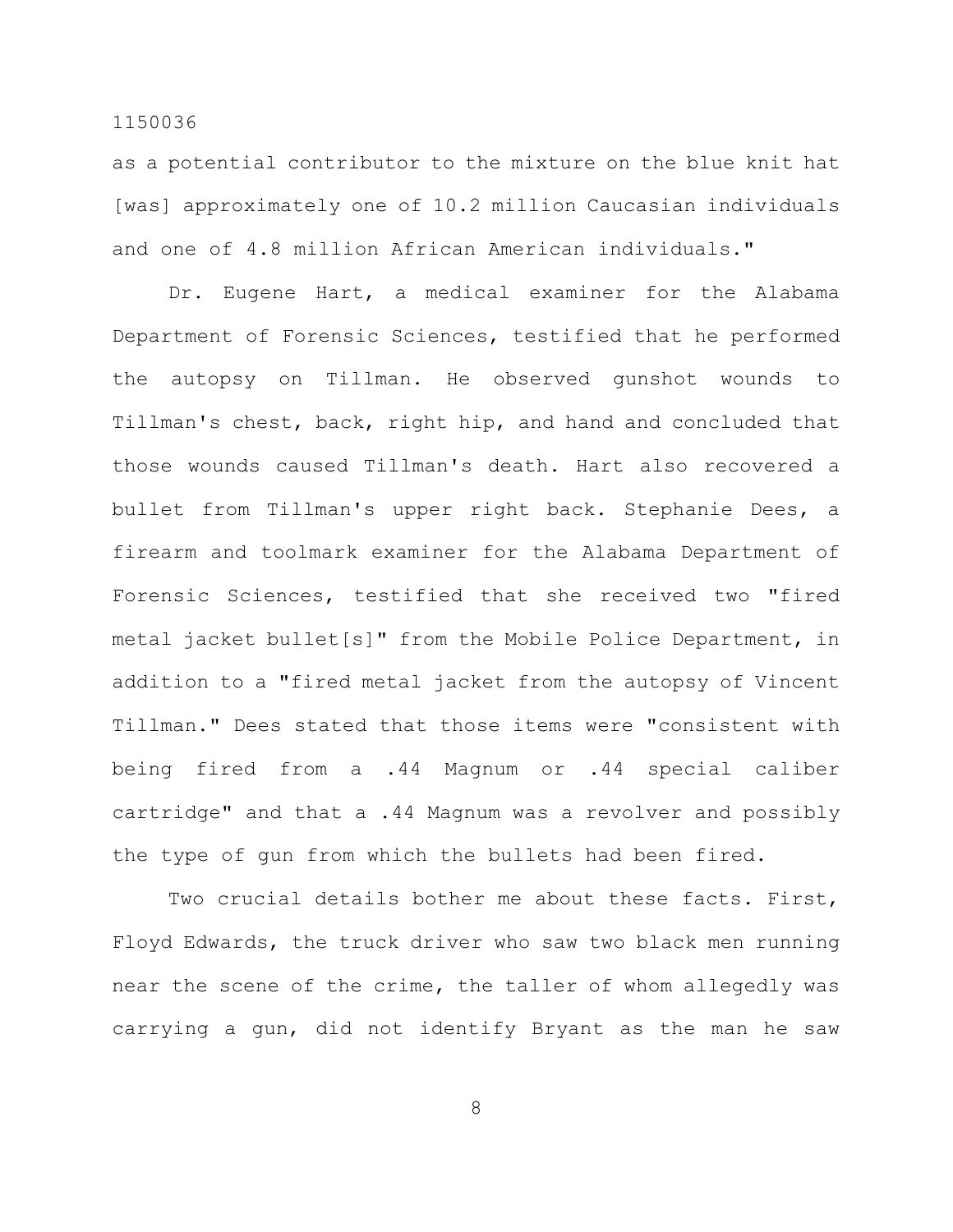as a potential contributor to the mixture on the blue knit hat [was] approximately one of 10.2 million Caucasian individuals and one of 4.8 million African American individuals."

Dr. Eugene Hart, a medical examiner for the Alabama Department of Forensic Sciences, testified that he performed the autopsy on Tillman. He observed gunshot wounds to Tillman's chest, back, right hip, and hand and concluded that those wounds caused Tillman's death. Hart also recovered a bullet from Tillman's upper right back. Stephanie Dees, a firearm and toolmark examiner for the Alabama Department of Forensic Sciences, testified that she received two "fired metal jacket bullet[s]" from the Mobile Police Department, in addition to a "fired metal jacket from the autopsy of Vincent Tillman." Dees stated that those items were "consistent with being fired from a .44 Magnum or .44 special caliber cartridge" and that a .44 Magnum was a revolver and possibly the type of gun from which the bullets had been fired.

Two crucial details bother me about these facts. First, Floyd Edwards, the truck driver who saw two black men running near the scene of the crime, the taller of whom allegedly was carrying a gun, did not identify Bryant as the man he saw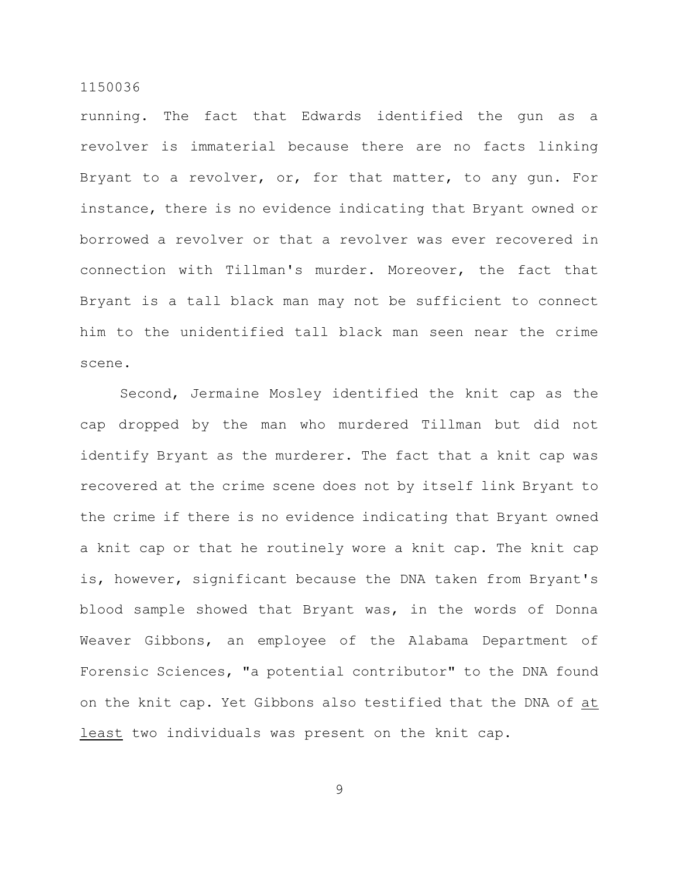running. The fact that Edwards identified the gun as a revolver is immaterial because there are no facts linking Bryant to a revolver, or, for that matter, to any gun. For instance, there is no evidence indicating that Bryant owned or borrowed a revolver or that a revolver was ever recovered in connection with Tillman's murder. Moreover, the fact that Bryant is a tall black man may not be sufficient to connect him to the unidentified tall black man seen near the crime scene.

Second, Jermaine Mosley identified the knit cap as the cap dropped by the man who murdered Tillman but did not identify Bryant as the murderer. The fact that a knit cap was recovered at the crime scene does not by itself link Bryant to the crime if there is no evidence indicating that Bryant owned a knit cap or that he routinely wore a knit cap. The knit cap is, however, significant because the DNA taken from Bryant's blood sample showed that Bryant was, in the words of Donna Weaver Gibbons, an employee of the Alabama Department of Forensic Sciences, "a potential contributor" to the DNA found on the knit cap. Yet Gibbons also testified that the DNA of at least two individuals was present on the knit cap.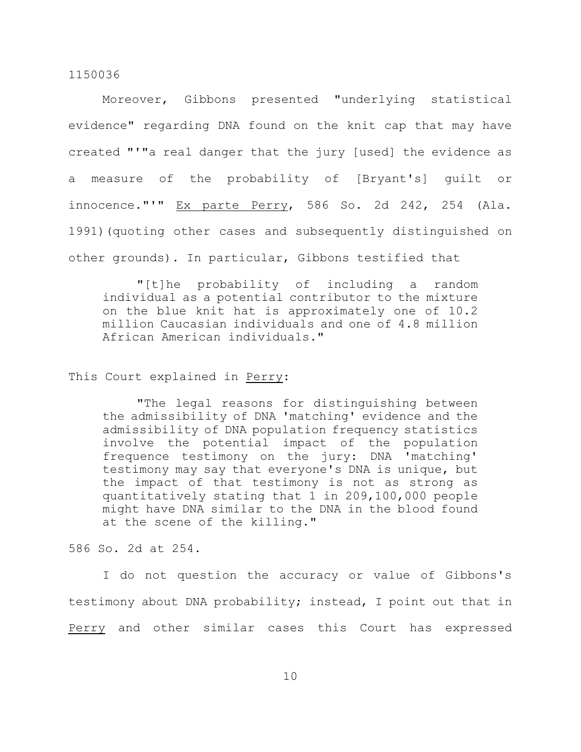Moreover, Gibbons presented "underlying statistical evidence" regarding DNA found on the knit cap that may have created "'"a real danger that the jury [used] the evidence as a measure of the probability of [Bryant's] guilt or innocence."'" Ex parte Perry, 586 So. 2d 242, 254 (Ala. 1991)(quoting other cases and subsequently distinguished on other grounds). In particular, Gibbons testified that

> "[t]he probability of including a random individual as a potential contributor to the mixture on the blue knit hat is approximately one of 10.2 million Caucasian individuals and one of 4.8 million African American individuals."

This Court explained in Perry:

> "The legal reasons for distinguishing between the admissibility of DNA 'matching' evidence and the admissibility of DNA population frequency statistics involve the potential impact of the population frequence testimony on the jury: DNA 'matching' testimony may say that everyone's DNA is unique, but the impact of that testimony is not as strong as quantitatively stating that 1 in 209,100,000 people might have DNA similar to the DNA in the blood found at the scene of the killing."

586 So. 2d at 254.

I do not question the accuracy or value of Gibbons's testimony about DNA probability; instead, I point out that in Perry and other similar cases this Court has expressed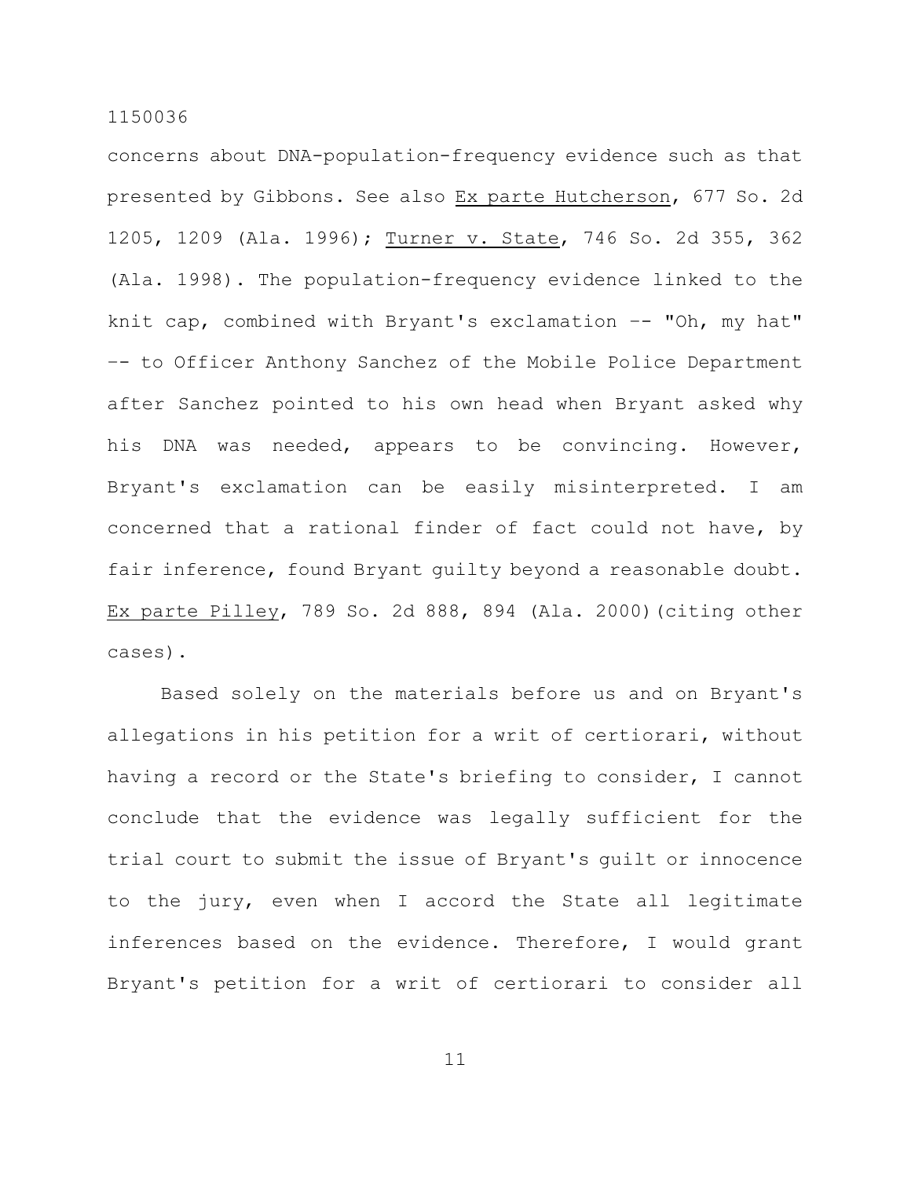concerns about DNA-population-frequency evidence such as that presented by Gibbons. See also Ex parte Hutcherson, 677 So. 2d 1205, 1209 (Ala. 1996); Turner v. State, 746 So. 2d 355, 362 (Ala. 1998). The population-frequency evidence linked to the knit cap, combined with Bryant's exclamation -- "Oh, my hat" -- to Officer Anthony Sanchez of the Mobile Police Department after Sanchez pointed to his own head when Bryant asked why his DNA was needed, appears to be convincing. However, Bryant's exclamation can be easily misinterpreted. I am concerned that a rational finder of fact could not have, by fair inference, found Bryant guilty beyond a reasonable doubt. Ex parte Pilley, 789 So. 2d 888, 894 (Ala. 2000)(citing other cases).

Based solely on the materials before us and on Bryant's allegations in his petition for a writ of certiorari, without having a record or the State's briefing to consider, I cannot conclude that the evidence was legally sufficient for the trial court to submit the issue of Bryant's guilt or innocence to the jury, even when I accord the State all legitimate inferences based on the evidence. Therefore, I would grant Bryant's petition for a writ of certiorari to consider all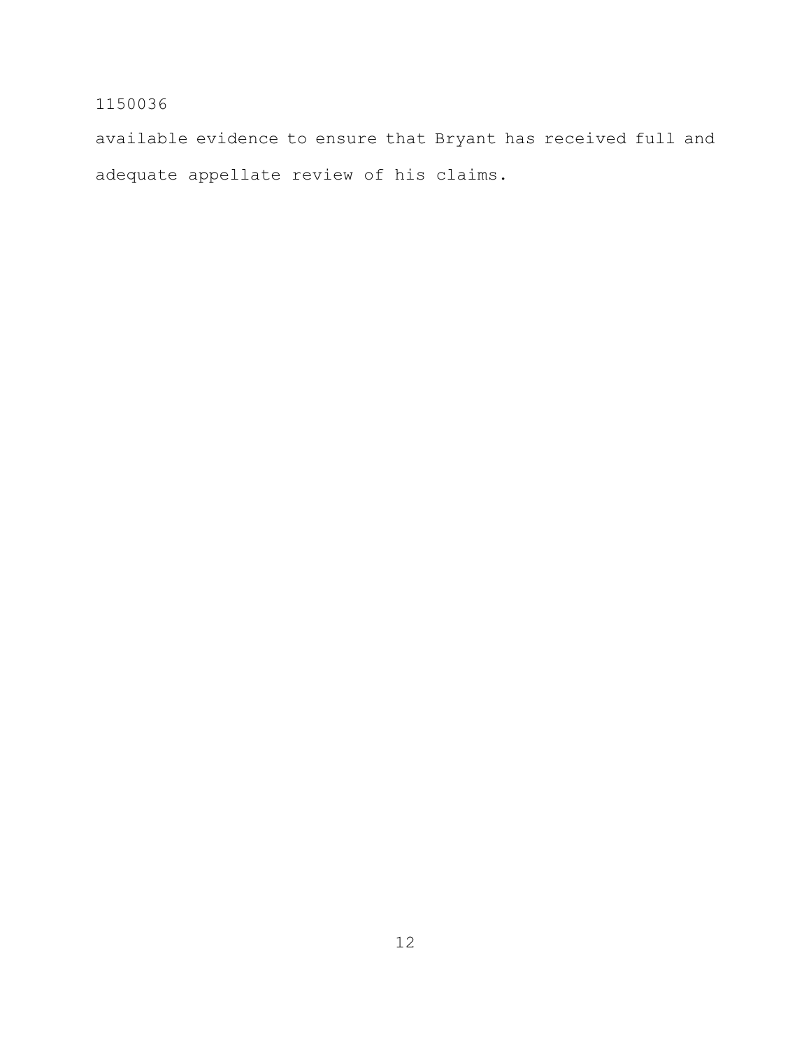available evidence to ensure that Bryant has received full and adequate appellate review of his claims.